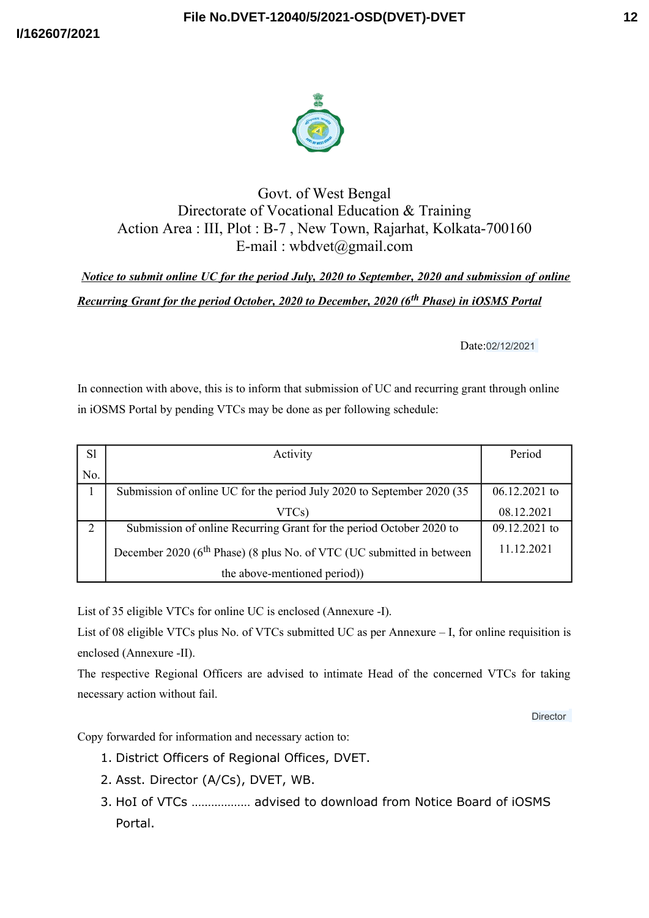File No.DVET-12040/5/2021-OSD(DVET)-DVET

I/162607/2021

Govt. of West Bengal
Directorate of Vocational Education & Training
Action Area : III, Plot : B-7 , New Town, Rajarhat, Kolkata-700160
E-mail : wbdvet@gmail.com

***Notice to submit online UC for the period July, 2020 to September, 2020 and submission of online Recurring Grant for the period October, 2020 to December, 2020 (6th Phase) in iOSMS Portal***

Date:02/12/2021

In connection with above, this is to inform that submission of UC and recurring grant through online in iOSMS Portal by pending VTCs may be done as per following schedule:

| Sl No. | Activity | Period |
|---|---|---|
| 1 | Submission of online UC for the period July 2020 to September 2020 (35 VTCs) | 06.12.2021 to 08.12.2021 |
| 2 | Submission of online Recurring Grant for the period October 2020 to December 2020 (6th Phase) (8 plus No. of VTC (UC submitted in between the above-mentioned period)) | 09.12.2021 to 11.12.2021 |

List of 35 eligible VTCs for online UC is enclosed (Annexure -I).

List of 08 eligible VTCs plus No. of VTCs submitted UC as per Annexure – I, for online requisition is enclosed (Annexure -II).

The respective Regional Officers are advised to intimate Head of the concerned VTCs for taking necessary action without fail.

Director

Copy forwarded for information and necessary action to:

1. District Officers of Regional Offices, DVET.
2. Asst. Director (A/Cs), DVET, WB.
3. HoI of VTCs ……………… advised to download from Notice Board of iOSMS Portal.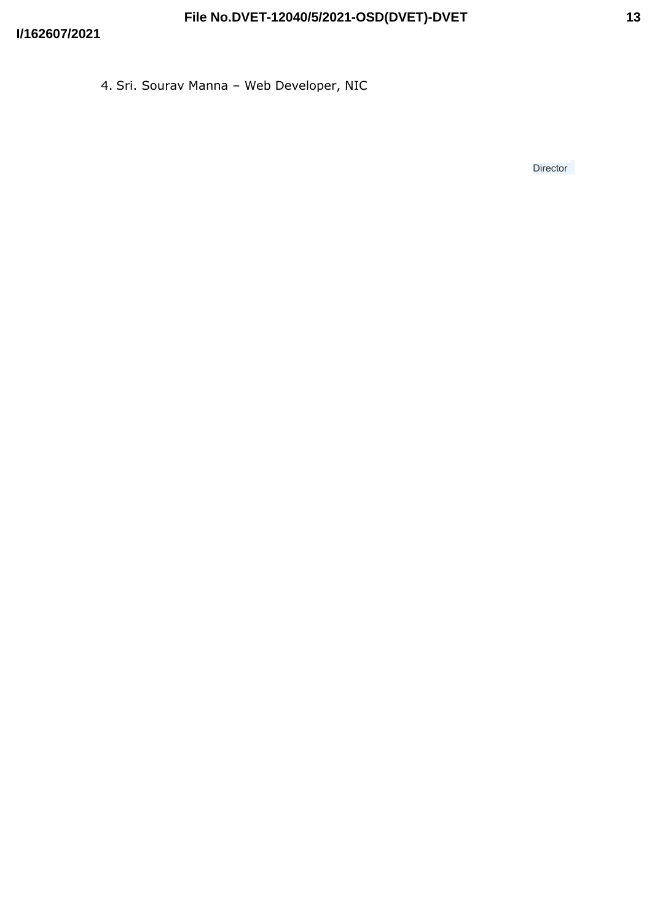4. Sri. Sourav Manna – Web Developer, NIC

Director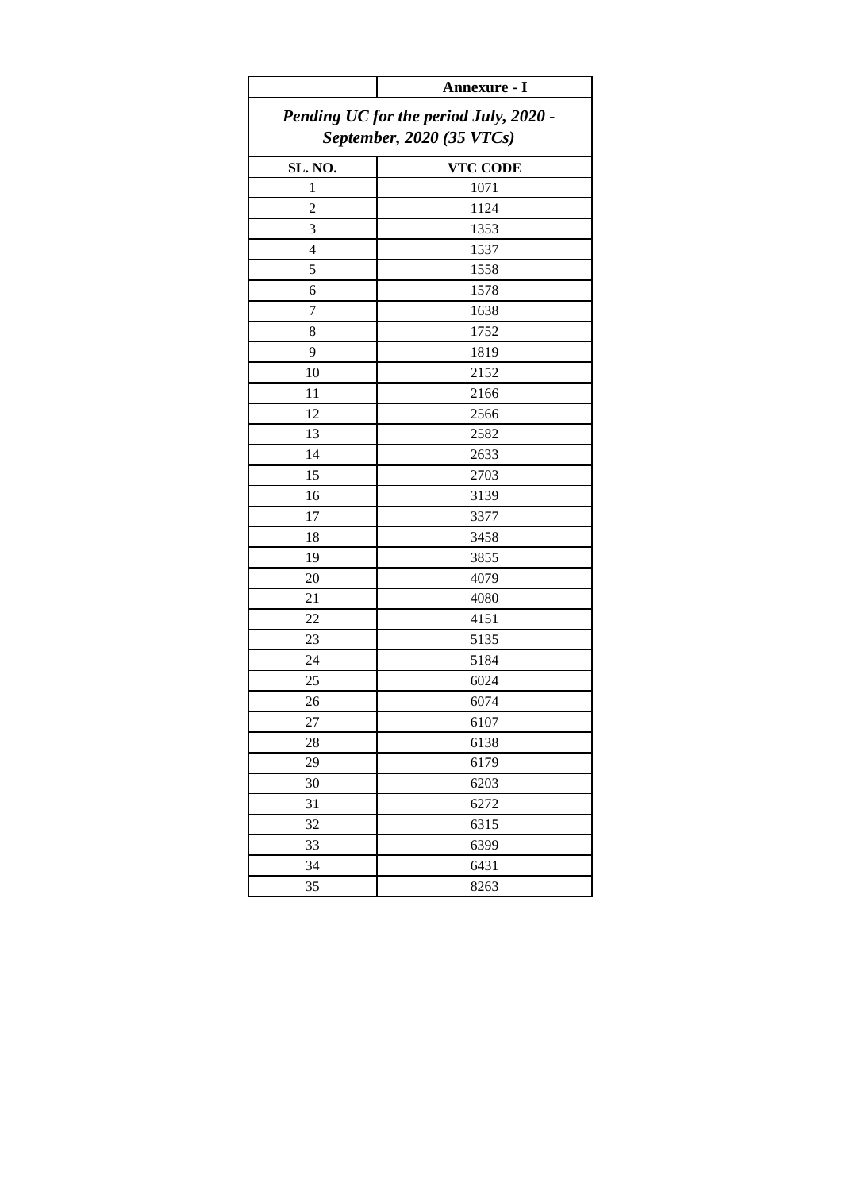| | **Annexure - I** |
|---|---|
| ***Pending UC for the period July, 2020 - September, 2020 (35 VTCs)*** | |
| **SL. NO.** | **VTC CODE** |
| 1 | 1071 |
| 2 | 1124 |
| 3 | 1353 |
| 4 | 1537 |
| 5 | 1558 |
| 6 | 1578 |
| 7 | 1638 |
| 8 | 1752 |
| 9 | 1819 |
| 10 | 2152 |
| 11 | 2166 |
| 12 | 2566 |
| 13 | 2582 |
| 14 | 2633 |
| 15 | 2703 |
| 16 | 3139 |
| 17 | 3377 |
| 18 | 3458 |
| 19 | 3855 |
| 20 | 4079 |
| 21 | 4080 |
| 22 | 4151 |
| 23 | 5135 |
| 24 | 5184 |
| 25 | 6024 |
| 26 | 6074 |
| 27 | 6107 |
| 28 | 6138 |
| 29 | 6179 |
| 30 | 6203 |
| 31 | 6272 |
| 32 | 6315 |
| 33 | 6399 |
| 34 | 6431 |
| 35 | 8263 |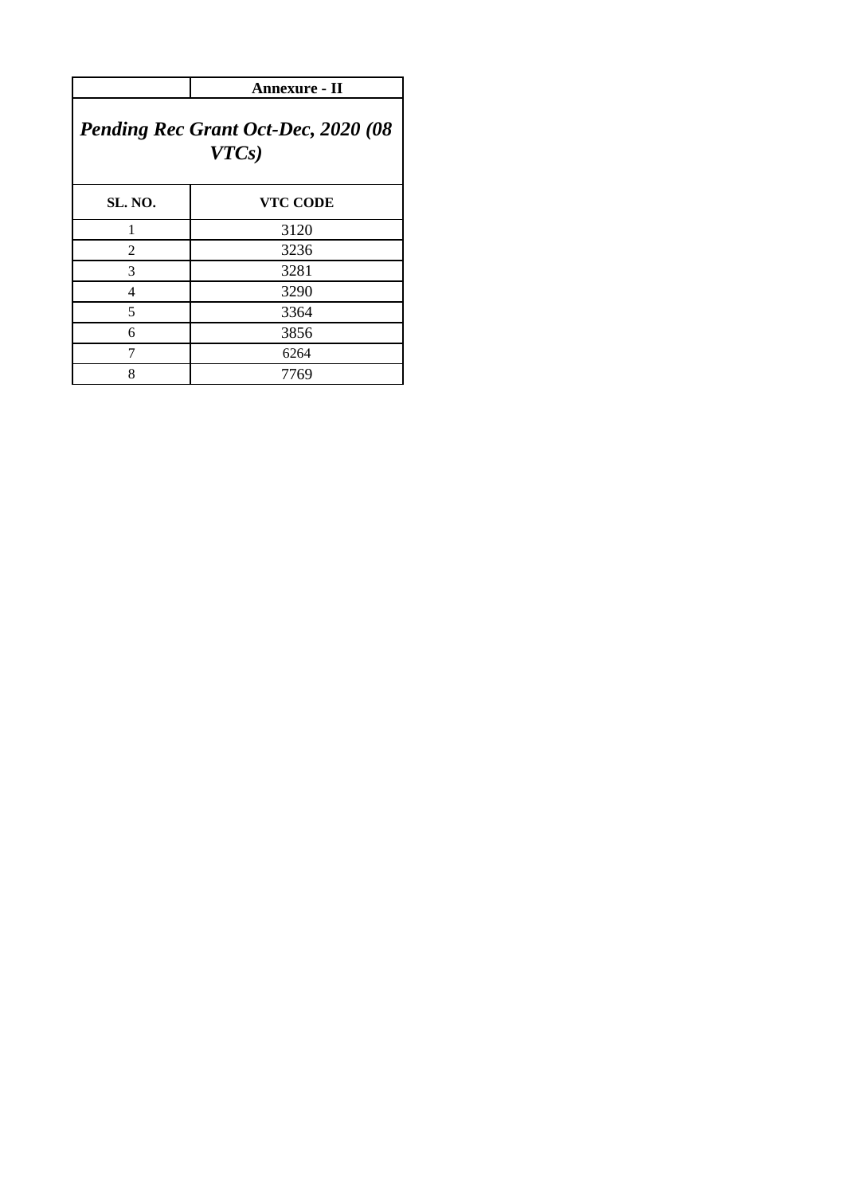| | Annexure - II |
|---|---|
| ***Pending Rec Grant Oct-Dec, 2020 (08 VTCs)*** | |
| **SL. NO.** | **VTC CODE** |
| 1 | 3120 |
| 2 | 3236 |
| 3 | 3281 |
| 4 | 3290 |
| 5 | 3364 |
| 6 | 3856 |
| 7 | 6264 |
| 8 | 7769 |